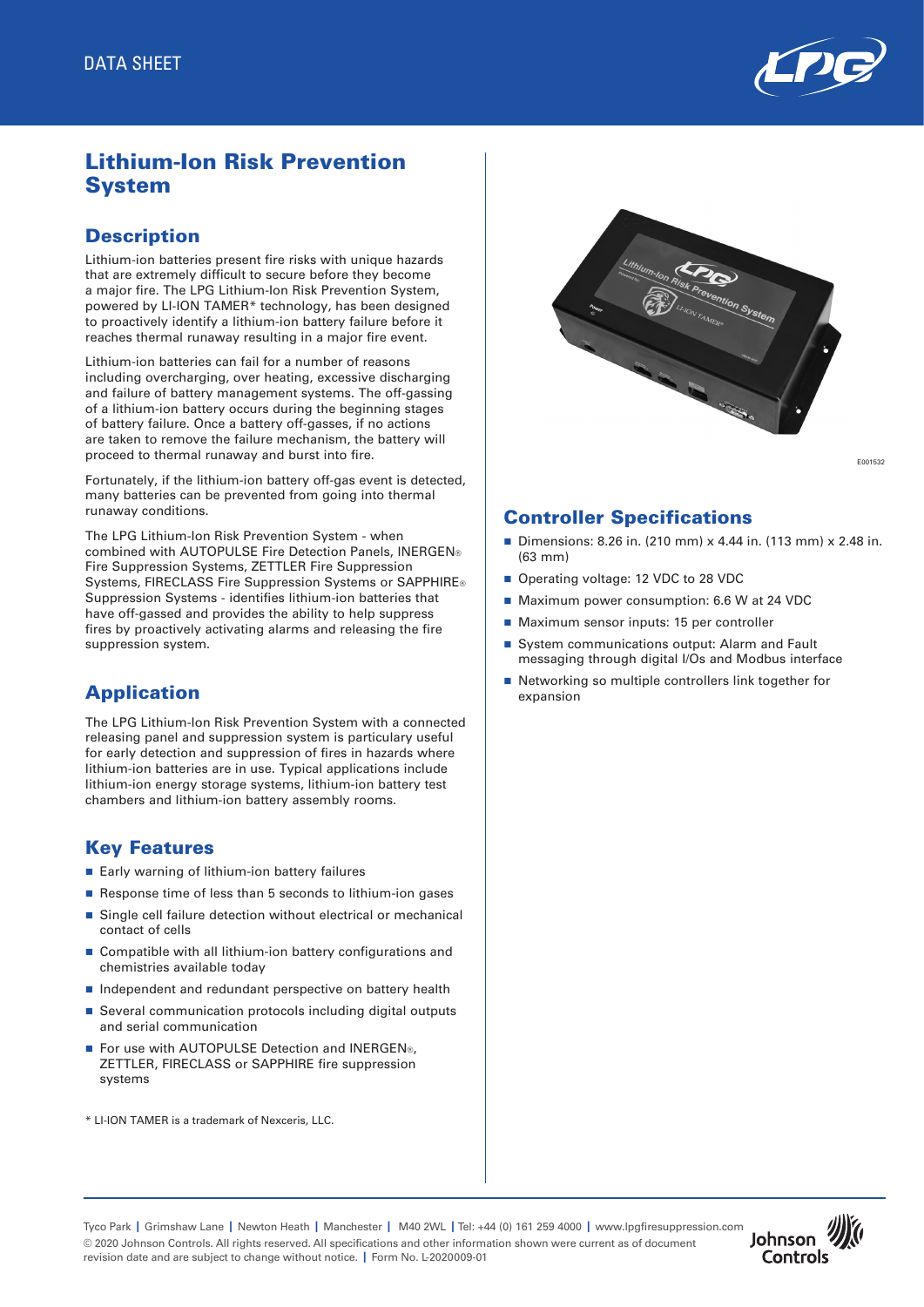DATA SHEET

# Lithium-Ion Risk Prevention System

## Description

Lithium-ion batteries present fire risks with unique hazards that are extremely difficult to secure before they become a major fire. The LPG Lithium-Ion Risk Prevention System, powered by LI-ION TAMER* technology, has been designed to proactively identify a lithium-ion battery failure before it reaches thermal runaway resulting in a major fire event.

Lithium-ion batteries can fail for a number of reasons including overcharging, over heating, excessive discharging and failure of battery management systems. The off-gassing of a lithium-ion battery occurs during the beginning stages of battery failure. Once a battery off-gasses, if no actions are taken to remove the failure mechanism, the battery will proceed to thermal runaway and burst into fire.

Fortunately, if the lithium-ion battery off-gas event is detected, many batteries can be prevented from going into thermal runaway conditions.

The LPG Lithium-Ion Risk Prevention System - when combined with AUTOPULSE Fire Detection Panels, INERGEN® Fire Suppression Systems, ZETTLER Fire Suppression Systems, FIRECLASS Fire Suppression Systems or SAPPHIRE® Suppression Systems - identifies lithium-ion batteries that have off-gassed and provides the ability to help suppress fires by proactively activating alarms and releasing the fire suppression system.

## Application

The LPG Lithium-Ion Risk Prevention System with a connected releasing panel and suppression system is particularly useful for early detection and suppression of fires in hazards where lithium-ion batteries are in use. Typical applications include lithium-ion energy storage systems, lithium-ion battery test chambers and lithium-ion battery assembly rooms.

## Key Features

- Early warning of lithium-ion battery failures
- Response time of less than 5 seconds to lithium-ion gases
- Single cell failure detection without electrical or mechanical contact of cells
- Compatible with all lithium-ion battery configurations and chemistries available today
- Independent and redundant perspective on battery health
- Several communication protocols including digital outputs and serial communication
- For use with AUTOPULSE Detection and INERGEN®, ZETTLER, FIRECLASS or SAPPHIRE fire suppression systems

\* LI-ION TAMER is a trademark of Nexceris, LLC.

E001532

## Controller Specifications

- Dimensions: 8.26 in. (210 mm) x 4.44 in. (113 mm) x 2.48 in. (63 mm)
- Operating voltage: 12 VDC to 28 VDC
- Maximum power consumption: 6.6 W at 24 VDC
- Maximum sensor inputs: 15 per controller
- System communications output: Alarm and Fault messaging through digital I/Os and Modbus interface
- Networking so multiple controllers link together for expansion

Tyco Park | Grimshaw Lane | Newton Heath | Manchester | M40 2WL | Tel: +44 (0) 161 259 4000 | www.lpgfiresuppression.com
© 2020 Johnson Controls. All rights reserved. All specifications and other information shown were current as of document revision date and are subject to change without notice. | Form No. L-2020009-01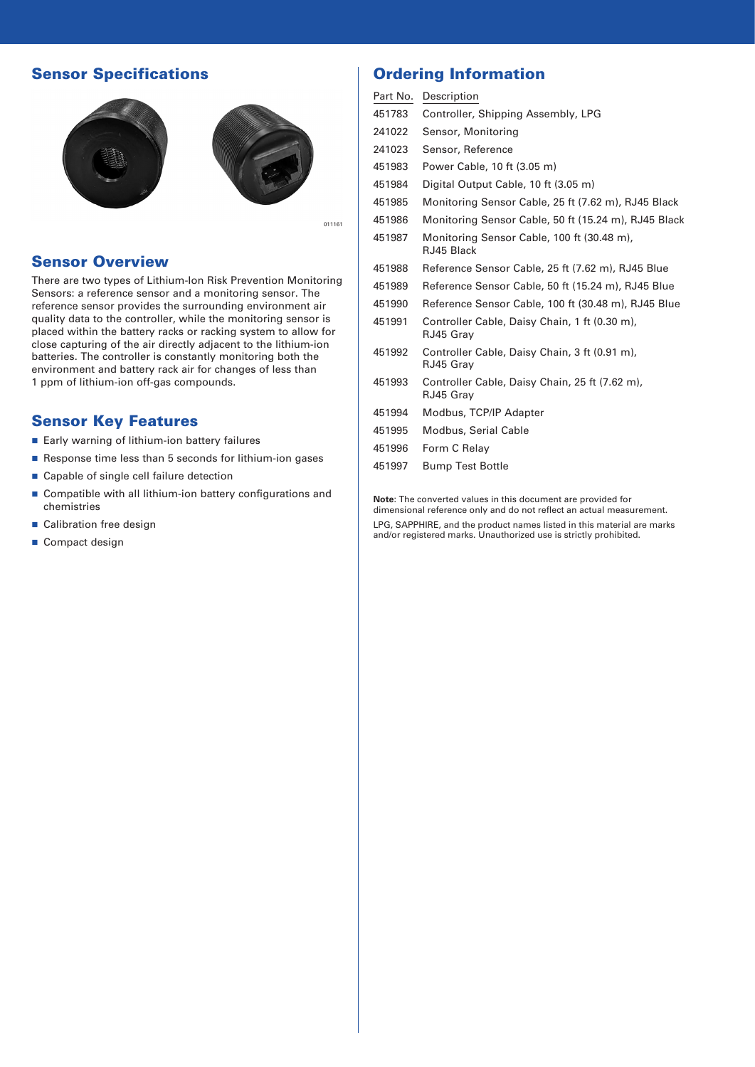## Sensor Specifications

011161

## Sensor Overview

There are two types of Lithium-Ion Risk Prevention Monitoring Sensors: a reference sensor and a monitoring sensor. The reference sensor provides the surrounding environment air quality data to the controller, while the monitoring sensor is placed within the battery racks or racking system to allow for close capturing of the air directly adjacent to the lithium-ion batteries. The controller is constantly monitoring both the environment and battery rack air for changes of less than 1 ppm of lithium-ion off-gas compounds.

## Sensor Key Features

- Early warning of lithium-ion battery failures
- Response time less than 5 seconds for lithium-ion gases
- Capable of single cell failure detection
- Compatible with all lithium-ion battery configurations and chemistries
- Calibration free design
- Compact design

## Ordering Information

| Part No. | Description |
|---|---|
| 451783 | Controller, Shipping Assembly, LPG |
| 241022 | Sensor, Monitoring |
| 241023 | Sensor, Reference |
| 451983 | Power Cable, 10 ft (3.05 m) |
| 451984 | Digital Output Cable, 10 ft (3.05 m) |
| 451985 | Monitoring Sensor Cable, 25 ft (7.62 m), RJ45 Black |
| 451986 | Monitoring Sensor Cable, 50 ft (15.24 m), RJ45 Black |
| 451987 | Monitoring Sensor Cable, 100 ft (30.48 m), RJ45 Black |
| 451988 | Reference Sensor Cable, 25 ft (7.62 m), RJ45 Blue |
| 451989 | Reference Sensor Cable, 50 ft (15.24 m), RJ45 Blue |
| 451990 | Reference Sensor Cable, 100 ft (30.48 m), RJ45 Blue |
| 451991 | Controller Cable, Daisy Chain, 1 ft (0.30 m), RJ45 Gray |
| 451992 | Controller Cable, Daisy Chain, 3 ft (0.91 m), RJ45 Gray |
| 451993 | Controller Cable, Daisy Chain, 25 ft (7.62 m), RJ45 Gray |
| 451994 | Modbus, TCP/IP Adapter |
| 451995 | Modbus, Serial Cable |
| 451996 | Form C Relay |
| 451997 | Bump Test Bottle |

**Note**: The converted values in this document are provided for dimensional reference only and do not reflect an actual measurement.

LPG, SAPPHIRE, and the product names listed in this material are marks and/or registered marks. Unauthorized use is strictly prohibited.